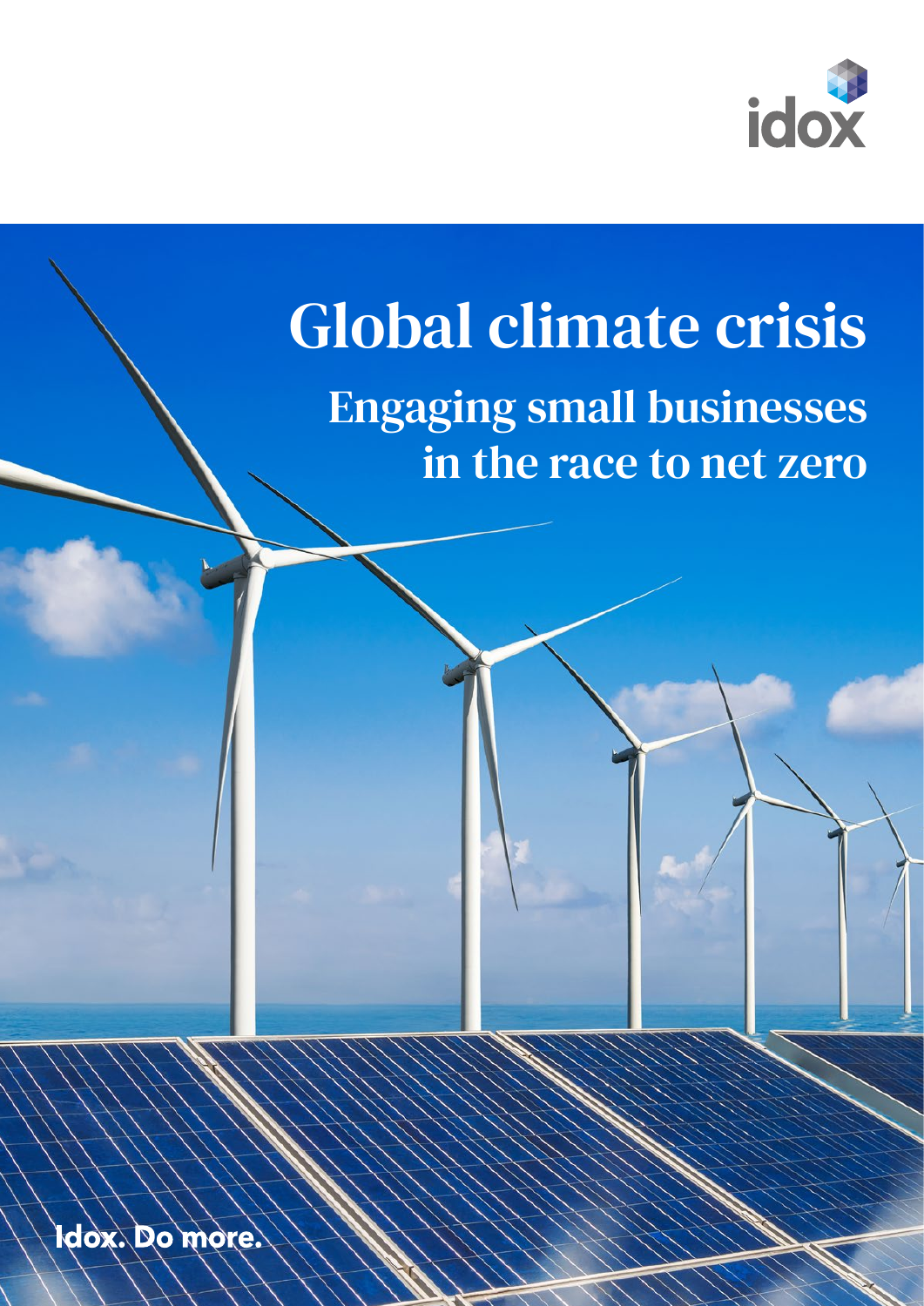idox

# Global climate crisis

## Engaging small businesses in the race to net zero

Idox. Do more.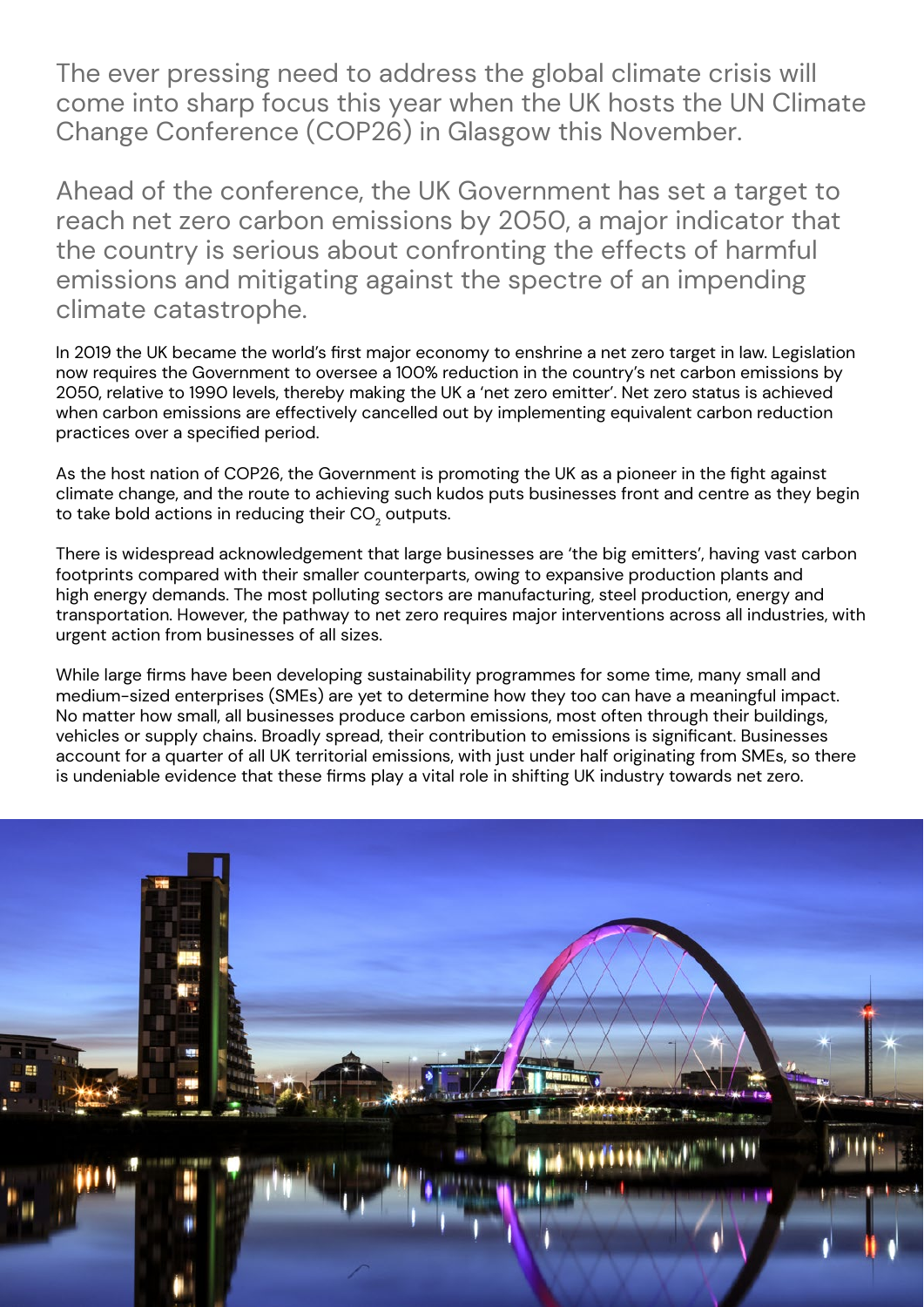The ever pressing need to address the global climate crisis will come into sharp focus this year when the UK hosts the UN Climate Change Conference (COP26) in Glasgow this November.

Ahead of the conference, the UK Government has set a target to reach net zero carbon emissions by 2050, a major indicator that the country is serious about confronting the effects of harmful emissions and mitigating against the spectre of an impending climate catastrophe.

In 2019 the UK became the world's first major economy to enshrine a net zero target in law. Legislation now requires the Government to oversee a 100% reduction in the country's net carbon emissions by 2050, relative to 1990 levels, thereby making the UK a 'net zero emitter'. Net zero status is achieved when carbon emissions are effectively cancelled out by implementing equivalent carbon reduction practices over a specified period.

As the host nation of COP26, the Government is promoting the UK as a pioneer in the fight against climate change, and the route to achieving such kudos puts businesses front and centre as they begin to take bold actions in reducing their $CO_2$ outputs.

There is widespread acknowledgement that large businesses are 'the big emitters', having vast carbon footprints compared with their smaller counterparts, owing to expansive production plants and high energy demands. The most polluting sectors are manufacturing, steel production, energy and transportation. However, the pathway to net zero requires major interventions across all industries, with urgent action from businesses of all sizes.

While large firms have been developing sustainability programmes for some time, many small and medium-sized enterprises (SMEs) are yet to determine how they too can have a meaningful impact. No matter how small, all businesses produce carbon emissions, most often through their buildings, vehicles or supply chains. Broadly spread, their contribution to emissions is significant. Businesses account for a quarter of all UK territorial emissions, with just under half originating from SMEs, so there is undeniable evidence that these firms play a vital role in shifting UK industry towards net zero.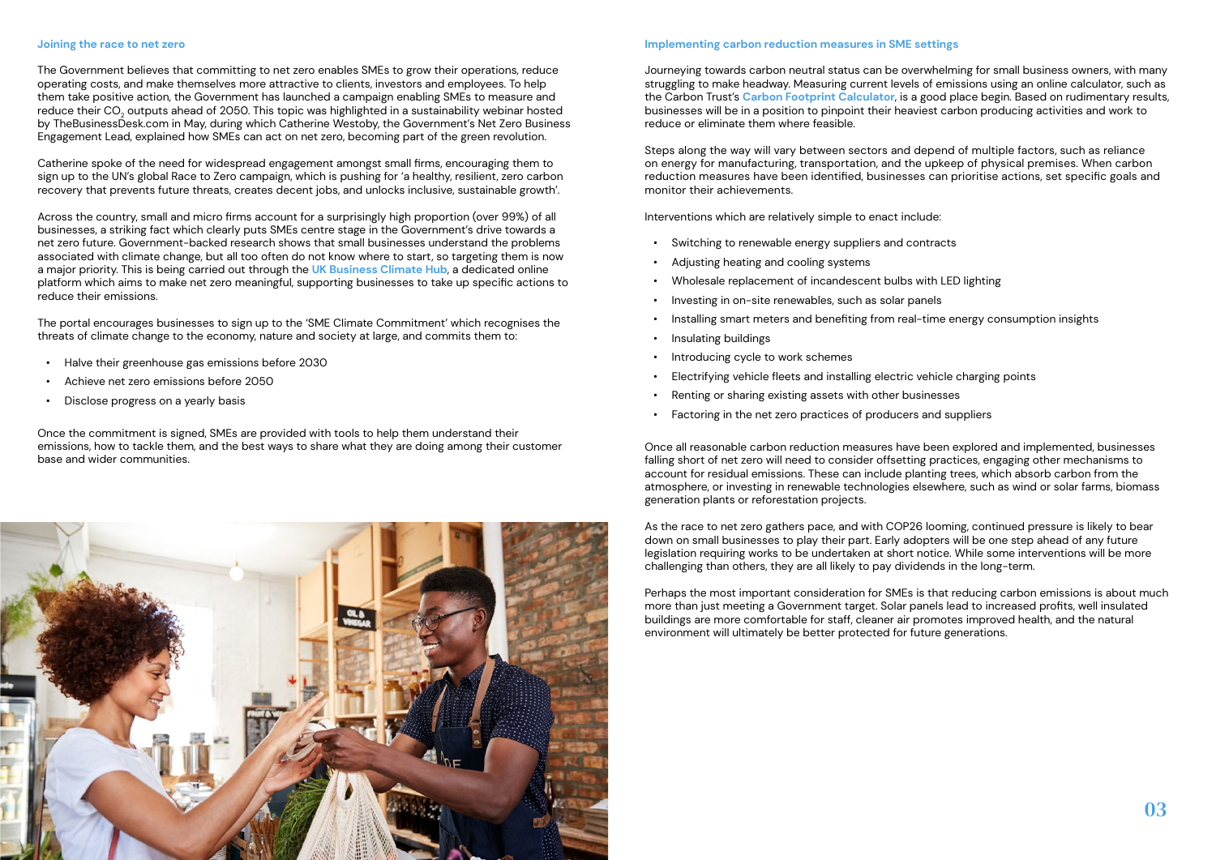## Joining the race to net zero

The Government believes that committing to net zero enables SMEs to grow their operations, reduce operating costs, and make themselves more attractive to clients, investors and employees. To help them take positive action, the Government has launched a campaign enabling SMEs to measure and reduce their $CO_2$ outputs ahead of 2050. This topic was highlighted in a sustainability webinar hosted by TheBusinessDesk.com in May, during which Catherine Westoby, the Government's Net Zero Business Engagement Lead, explained how SMEs can act on net zero, becoming part of the green revolution.

Catherine spoke of the need for widespread engagement amongst small firms, encouraging them to sign up to the UN's global Race to Zero campaign, which is pushing for 'a healthy, resilient, zero carbon recovery that prevents future threats, creates decent jobs, and unlocks inclusive, sustainable growth'.

Across the country, small and micro firms account for a surprisingly high proportion (over 99%) of all businesses, a striking fact which clearly puts SMEs centre stage in the Government's drive towards a net zero future. Government-backed research shows that small businesses understand the problems associated with climate change, but all too often do not know where to start, so targeting them is now a major priority. This is being carried out through the **UK Business Climate Hub**, a dedicated online platform which aims to make net zero meaningful, supporting businesses to take up specific actions to reduce their emissions.

The portal encourages businesses to sign up to the 'SME Climate Commitment' which recognises the threats of climate change to the economy, nature and society at large, and commits them to:

- Halve their greenhouse gas emissions before 2030
- Achieve net zero emissions before 2050
- Disclose progress on a yearly basis

Once the commitment is signed, SMEs are provided with tools to help them understand their emissions, how to tackle them, and the best ways to share what they are doing among their customer base and wider communities.

## Implementing carbon reduction measures in SME settings

Journeying towards carbon neutral status can be overwhelming for small business owners, with many struggling to make headway. Measuring current levels of emissions using an online calculator, such as the Carbon Trust's **Carbon Footprint Calculator**, is a good place begin. Based on rudimentary results, businesses will be in a position to pinpoint their heaviest carbon producing activities and work to reduce or eliminate them where feasible.

Steps along the way will vary between sectors and depend of multiple factors, such as reliance on energy for manufacturing, transportation, and the upkeep of physical premises. When carbon reduction measures have been identified, businesses can prioritise actions, set specific goals and monitor their achievements.

Interventions which are relatively simple to enact include:

- Switching to renewable energy suppliers and contracts
- Adjusting heating and cooling systems
- Wholesale replacement of incandescent bulbs with LED lighting
- Investing in on-site renewables, such as solar panels
- Installing smart meters and benefiting from real-time energy consumption insights
- Insulating buildings
- Introducing cycle to work schemes
- Electrifying vehicle fleets and installing electric vehicle charging points
- Renting or sharing existing assets with other businesses
- Factoring in the net zero practices of producers and suppliers

Once all reasonable carbon reduction measures have been explored and implemented, businesses falling short of net zero will need to consider offsetting practices, engaging other mechanisms to account for residual emissions. These can include planting trees, which absorb carbon from the atmosphere, or investing in renewable technologies elsewhere, such as wind or solar farms, biomass generation plants or reforestation projects.

As the race to net zero gathers pace, and with COP26 looming, continued pressure is likely to bear down on small businesses to play their part. Early adopters will be one step ahead of any future legislation requiring works to be undertaken at short notice. While some interventions will be more challenging than others, they are all likely to pay dividends in the long-term.

Perhaps the most important consideration for SMEs is that reducing carbon emissions is about much more than just meeting a Government target. Solar panels lead to increased profits, well insulated buildings are more comfortable for staff, cleaner air promotes improved health, and the natural environment will ultimately be better protected for future generations.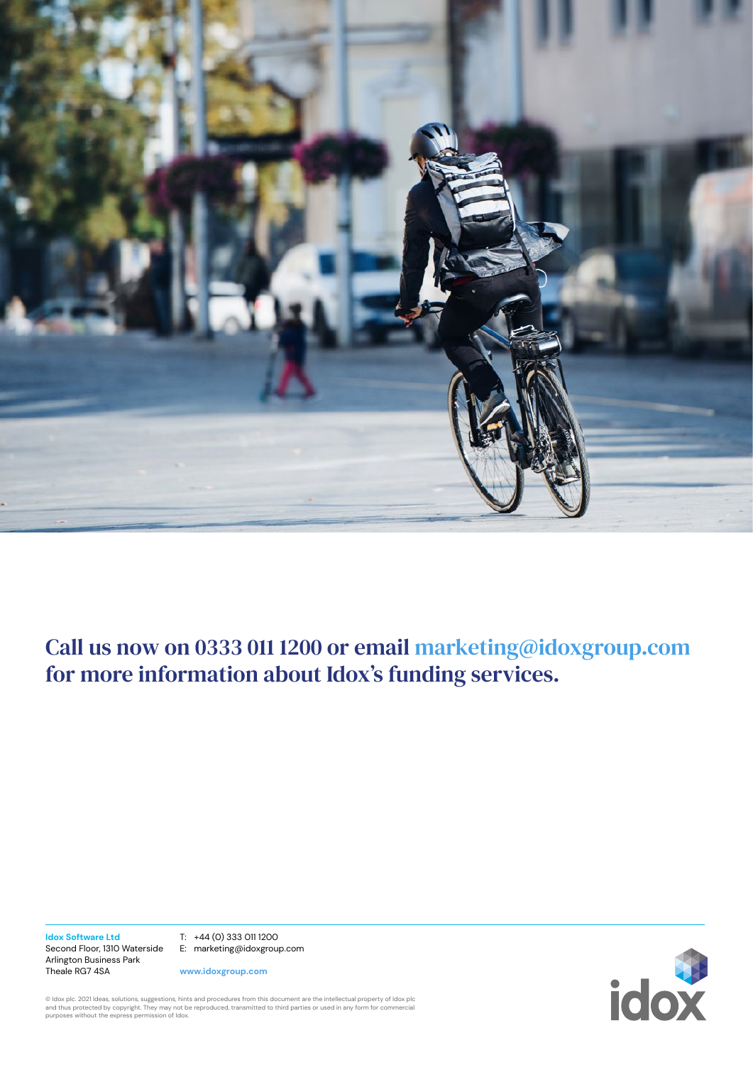## Call us now on 0333 011 1200 or email marketing@idoxgroup.com for more information about Idox's funding services.

**Idox Software Ltd**
Second Floor, 1310 Waterside
Arlington Business Park
Theale RG7 4SA

T: +44 (0) 333 011 1200
E: marketing@idoxgroup.com

**www.idoxgroup.com**

© Idox plc. 2021 Ideas, solutions, suggestions, hints and procedures from this document are the intellectual property of Idox plc and thus protected by copyright. They may not be reproduced, transmitted to third parties or used in any form for commercial purposes without the express permission of Idox.